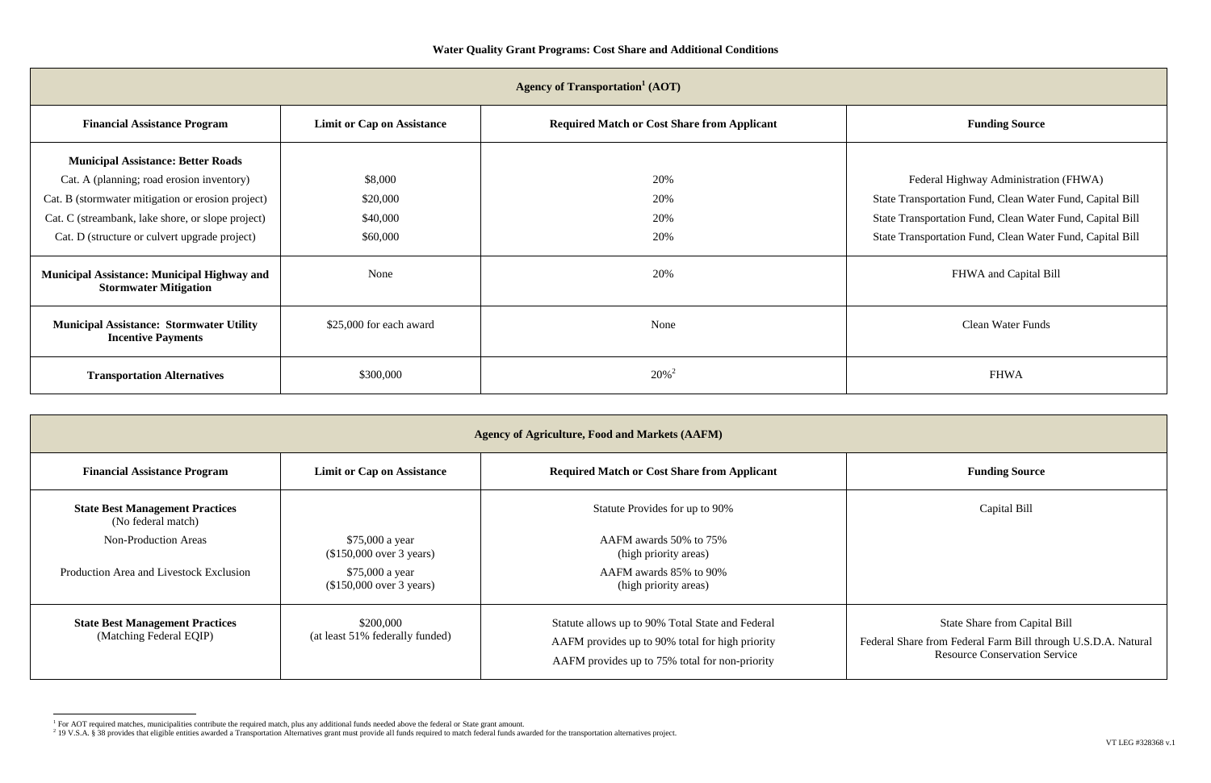**Water Quality Grant Programs: Cost Share and Additional Conditions**

| Agency of Transportation[1] (AOT) | | | |
|---|---|---|---|
| **Financial Assistance Program** | **Limit or Cap on Assistance** | **Required Match or Cost Share from Applicant** | **Funding Source** |
| **Municipal Assistance: Better Roads** | | | |
| Cat. A (planning; road erosion inventory) | $8,000 | 20% | Federal Highway Administration (FHWA) |
| Cat. B (stormwater mitigation or erosion project) | $20,000 | 20% | State Transportation Fund, Clean Water Fund, Capital Bill |
| Cat. C (streambank, lake shore, or slope project) | $40,000 | 20% | State Transportation Fund, Clean Water Fund, Capital Bill |
| Cat. D (structure or culvert upgrade project) | $60,000 | 20% | State Transportation Fund, Clean Water Fund, Capital Bill |
| **Municipal Assistance: Municipal Highway and Stormwater Mitigation** | None | 20% | FHWA and Capital Bill |
| **Municipal Assistance: Stormwater Utility Incentive Payments** | $25,000 for each award | None | Clean Water Funds |
| **Transportation Alternatives** | $300,000 | 20%[2] | FHWA |

| Agency of Agriculture, Food and Markets (AAFM) | | | |
|---|---|---|---|
| **Financial Assistance Program** | **Limit or Cap on Assistance** | **Required Match or Cost Share from Applicant** | **Funding Source** |
| **State Best Management Practices** (No federal match) | | Statute Provides for up to 90% | Capital Bill |
| Non-Production Areas | $75,000 a year ($150,000 over 3 years) | AAFM awards 50% to 75% (high priority areas) | |
| Production Area and Livestock Exclusion | $75,000 a year ($150,000 over 3 years) | AAFM awards 85% to 90% (high priority areas) | |
| **State Best Management Practices** (Matching Federal EQIP) | $200,000 (at least 51% federally funded) | Statute allows up to 90% Total State and Federal<br>AAFM provides up to 90% total for high priority<br>AAFM provides up to 75% total for non-priority | State Share from Capital Bill<br>Federal Share from Federal Farm Bill through U.S.D.A. Natural Resource Conservation Service |

[1] For AOT required matches, municipalities contribute the required match, plus any additional funds needed above the federal or State grant amount.

[2] 19 V.S.A. § 38 provides that eligible entities awarded a Transportation Alternatives grant must provide all funds required to match federal funds awarded for the transportation alternatives project.

VT LEG #328368 v.1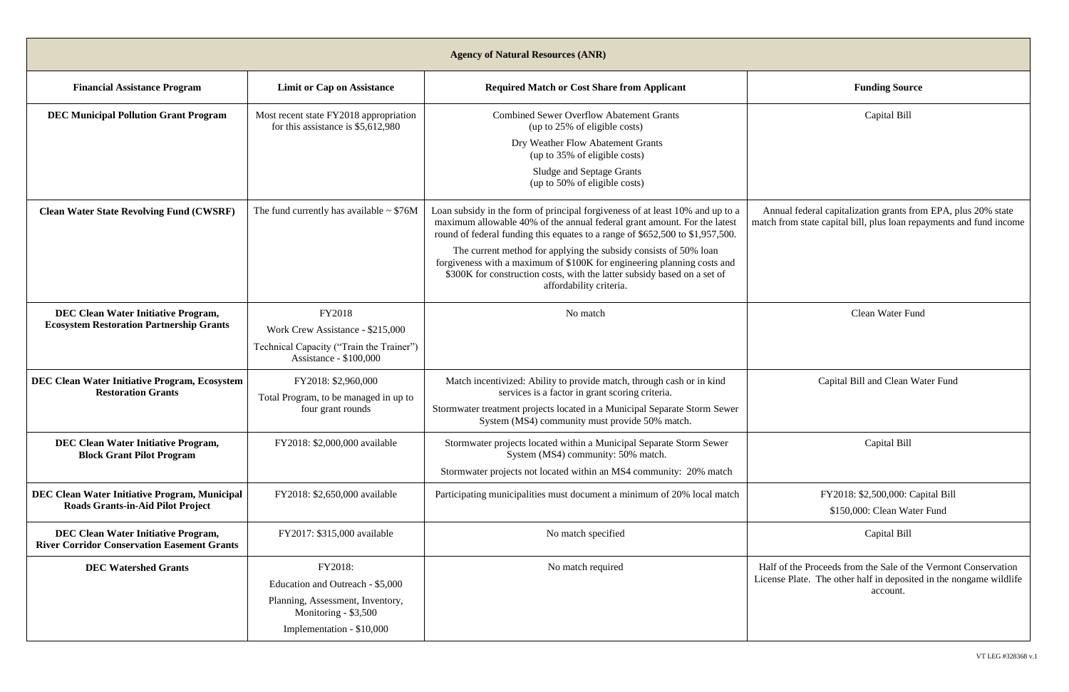| Agency of Natural Resources (ANR) | | | |
|---|---|---|---|
| **Financial Assistance Program** | **Limit or Cap on Assistance** | **Required Match or Cost Share from Applicant** | **Funding Source** |
| **DEC Municipal Pollution Grant Program** | Most recent state FY2018 appropriation for this assistance is $5,612,980 | Combined Sewer Overflow Abatement Grants (up to 25% of eligible costs)<br>Dry Weather Flow Abatement Grants (up to 35% of eligible costs)<br>Sludge and Septage Grants (up to 50% of eligible costs) | Capital Bill |
| **Clean Water State Revolving Fund (CWSRF)** | The fund currently has available ~ $76M | Loan subsidy in the form of principal forgiveness of at least 10% and up to a maximum allowable 40% of the annual federal grant amount. For the latest round of federal funding this equates to a range of $652,500 to $1,957,500.<br>The current method for applying the subsidy consists of 50% loan forgiveness with a maximum of $100K for engineering planning costs and $300K for construction costs, with the latter subsidy based on a set of affordability criteria. | Annual federal capitalization grants from EPA, plus 20% state match from state capital bill, plus loan repayments and fund income |
| **DEC Clean Water Initiative Program, Ecosystem Restoration Partnership Grants** | FY2018<br>Work Crew Assistance - $215,000<br>Technical Capacity ("Train the Trainer") Assistance - $100,000 | No match | Clean Water Fund |
| **DEC Clean Water Initiative Program, Ecosystem Restoration Grants** | FY2018: $2,960,000<br>Total Program, to be managed in up to four grant rounds | Match incentivized: Ability to provide match, through cash or in kind services is a factor in grant scoring criteria.<br>Stormwater treatment projects located in a Municipal Separate Storm Sewer System (MS4) community must provide 50% match. | Capital Bill and Clean Water Fund |
| **DEC Clean Water Initiative Program, Block Grant Pilot Program** | FY2018: $2,000,000 available | Stormwater projects located within a Municipal Separate Storm Sewer System (MS4) community: 50% match.<br>Stormwater projects not located within an MS4 community: 20% match | Capital Bill |
| **DEC Clean Water Initiative Program, Municipal Roads Grants-in-Aid Pilot Project** | FY2018: $2,650,000 available | Participating municipalities must document a minimum of 20% local match | FY2018: $2,500,000: Capital Bill<br>$150,000: Clean Water Fund |
| **DEC Clean Water Initiative Program, River Corridor Conservation Easement Grants** | FY2017: $315,000 available | No match specified | Capital Bill |
| **DEC Watershed Grants** | FY2018:<br>Education and Outreach - $5,000<br>Planning, Assessment, Inventory, Monitoring - $3,500<br>Implementation - $10,000 | No match required | Half of the Proceeds from the Sale of the Vermont Conservation License Plate. The other half in deposited in the nongame wildlife account. |

VT LEG #328368 v.1